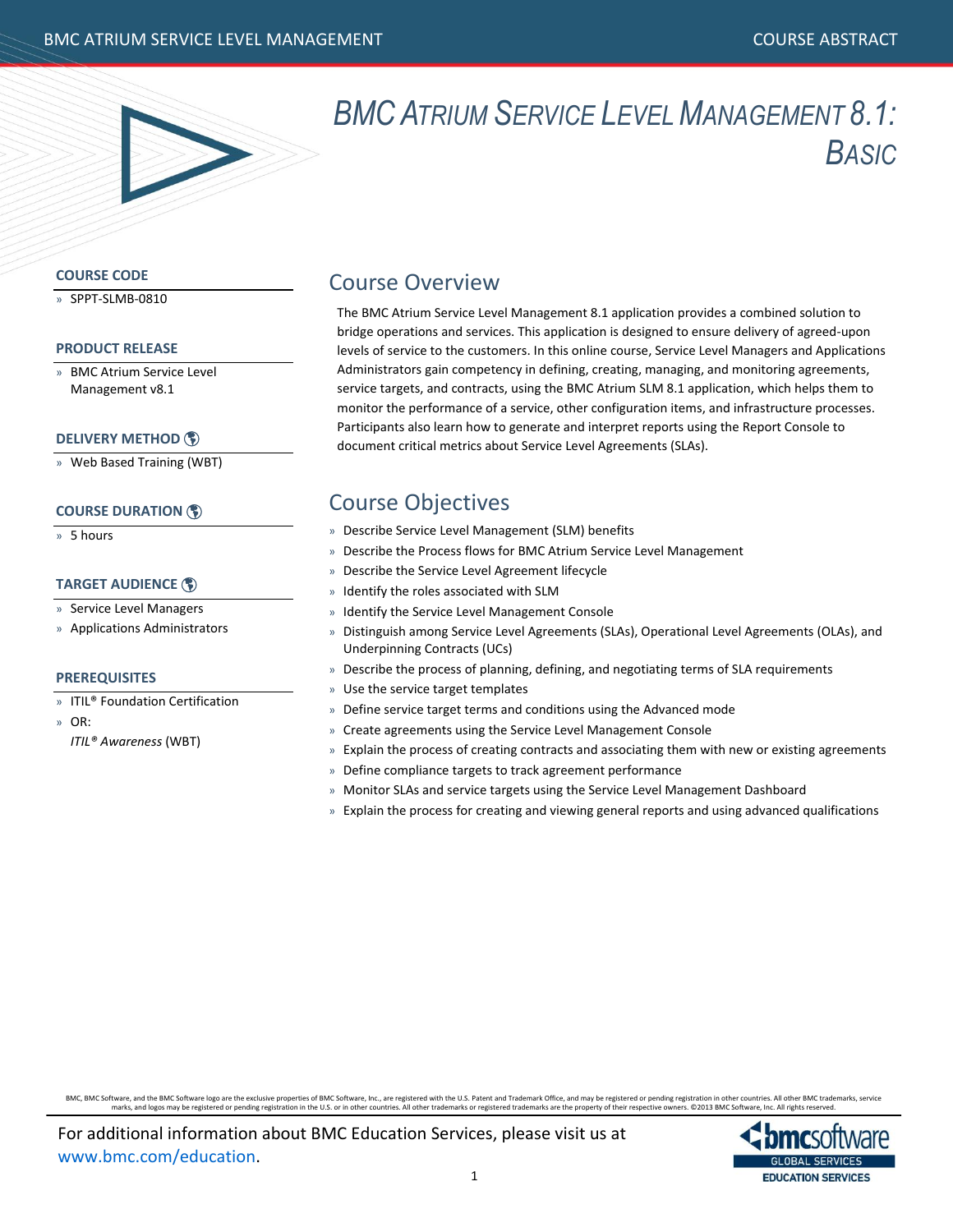# BMC ATRIUM SERVICE LEVEL MANAGEMENT 8.1: BASIC

### COURSE CODE

- SPPT-SLMB-0810

### PRODUCT RELEASE

- BMC Atrium Service Level Management v8.1

### DELIVERY METHOD

- Web Based Training (WBT)

### COURSE DURATION

- 5 hours

### TARGET AUDIENCE

- Service Level Managers
- Applications Administrators

### PREREQUISITES

- ITIL® Foundation Certification
- OR:
  *ITIL® Awareness* (WBT)

## Course Overview

The BMC Atrium Service Level Management 8.1 application provides a combined solution to bridge operations and services. This application is designed to ensure delivery of agreed-upon levels of service to the customers. In this online course, Service Level Managers and Applications Administrators gain competency in defining, creating, managing, and monitoring agreements, service targets, and contracts, using the BMC Atrium SLM 8.1 application, which helps them to monitor the performance of a service, other configuration items, and infrastructure processes. Participants also learn how to generate and interpret reports using the Report Console to document critical metrics about Service Level Agreements (SLAs).

## Course Objectives

- Describe Service Level Management (SLM) benefits
- Describe the Process flows for BMC Atrium Service Level Management
- Describe the Service Level Agreement lifecycle
- Identify the roles associated with SLM
- Identify the Service Level Management Console
- Distinguish among Service Level Agreements (SLAs), Operational Level Agreements (OLAs), and Underpinning Contracts (UCs)
- Describe the process of planning, defining, and negotiating terms of SLA requirements
- Use the service target templates
- Define service target terms and conditions using the Advanced mode
- Create agreements using the Service Level Management Console
- Explain the process of creating contracts and associating them with new or existing agreements
- Define compliance targets to track agreement performance
- Monitor SLAs and service targets using the Service Level Management Dashboard
- Explain the process for creating and viewing general reports and using advanced qualifications

BMC, BMC Software, and the BMC Software logo are the exclusive properties of BMC Software, Inc., are registered with the U.S. Patent and Trademark Office, and may be registered or pending registration in other countries. All other BMC trademarks, service marks, and logos may be registered or pending registration in the U.S. or in other countries. All other trademarks or registered trademarks are the property of their respective owners. ©2013 BMC Software, Inc. All rights reserved.

For additional information about BMC Education Services, please visit us at www.bmc.com/education.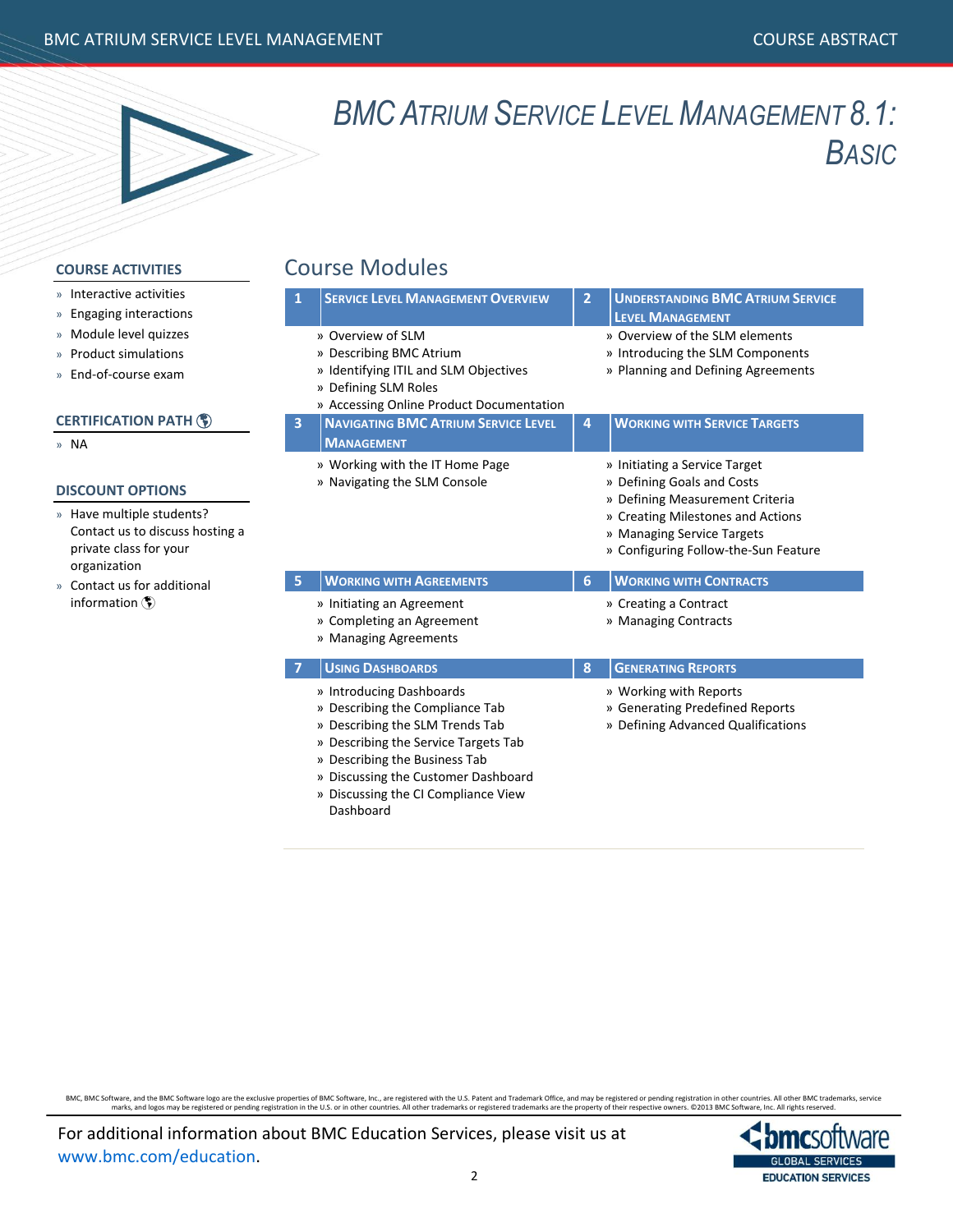# BMC Atrium Service Level Management 8.1: Basic

## COURSE ACTIVITIES

- Interactive activities
- Engaging interactions
- Module level quizzes
- Product simulations
- End-of-course exam

## CERTIFICATION PATH

- NA

## DISCOUNT OPTIONS

- Have multiple students? Contact us to discuss hosting a private class for your organization
- Contact us for additional information

## Course Modules

### 1 Service Level Management Overview

- Overview of SLM
- Describing BMC Atrium
- Identifying ITIL and SLM Objectives
- Defining SLM Roles
- Accessing Online Product Documentation

### 2 Understanding BMC Atrium Service Level Management

- Overview of the SLM elements
- Introducing the SLM Components
- Planning and Defining Agreements

### 3 Navigating BMC Atrium Service Level Management

- Working with the IT Home Page
- Navigating the SLM Console

### 4 Working with Service Targets

- Initiating a Service Target
- Defining Goals and Costs
- Defining Measurement Criteria
- Creating Milestones and Actions
- Managing Service Targets
- Configuring Follow-the-Sun Feature

### 5 Working with Agreements

- Initiating an Agreement
- Completing an Agreement
- Managing Agreements

### 6 Working with Contracts

- Creating a Contract
- Managing Contracts

### 7 Using Dashboards

- Introducing Dashboards
- Describing the Compliance Tab
- Describing the SLM Trends Tab
- Describing the Service Targets Tab
- Describing the Business Tab
- Discussing the Customer Dashboard
- Discussing the CI Compliance View Dashboard

### 8 Generating Reports

- Working with Reports
- Generating Predefined Reports
- Defining Advanced Qualifications

BMC, BMC Software, and the BMC Software logo are the exclusive properties of BMC Software, Inc., are registered with the U.S. Patent and Trademark Office, and may be registered or pending registration in other countries. All other BMC trademarks, service marks, and logos may be registered or pending registration in the U.S. or in other countries. All other trademarks or registered trademarks are the property of their respective owners. ©2013 BMC Software, Inc. All rights reserved.

For additional information about BMC Education Services, please visit us at www.bmc.com/education.

bmcsoftware GLOBAL SERVICES EDUCATION SERVICES